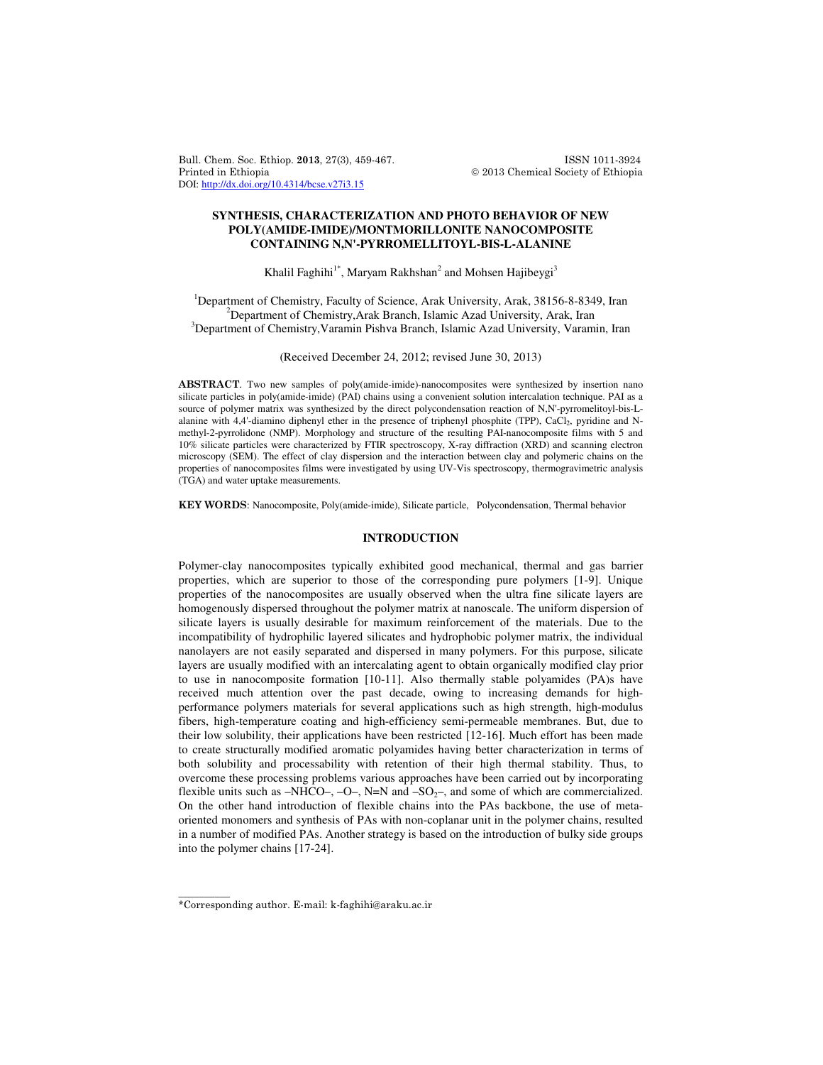# SYNTHESIS, CHARACTERIZATION AND PHOTO BEHAVIOR OF NEW POLY(AMIDE-IMIDE)/MONTMORILLONITE NANOCOMPOSITE CONTAINING N,N'-PYRROMELLITOYL-BIS-L-ALANINE

Khalil Faghihi[1*], Maryam Rakhshan[2] and Mohsen Hajibeygi[3]

[1]Department of Chemistry, Faculty of Science, Arak University, Arak, 38156-8-8349, Iran
[2]Department of Chemistry,Arak Branch, Islamic Azad University, Arak, Iran
[3]Department of Chemistry,Varamin Pishva Branch, Islamic Azad University, Varamin, Iran

(Received December 24, 2012; revised June 30, 2013)

**ABSTRACT**. Two new samples of poly(amide-imide)-nanocomposites were synthesized by insertion nano silicate particles in poly(amide-imide) (PAI) chains using a convenient solution intercalation technique. PAI as a source of polymer matrix was synthesized by the direct polycondensation reaction of N,N'-pyrromelitoyl-bis-L-alanine with 4,4'-diamino diphenyl ether in the presence of triphenyl phosphite (TPP), $CaCl_2$, pyridine and N-methyl-2-pyrrolidone (NMP). Morphology and structure of the resulting PAI-nanocomposite films with 5 and 10% silicate particles were characterized by FTIR spectroscopy, X-ray diffraction (XRD) and scanning electron microscopy (SEM). The effect of clay dispersion and the interaction between clay and polymeric chains on the properties of nanocomposites films were investigated by using UV-Vis spectroscopy, thermogravimetric analysis (TGA) and water uptake measurements.

**KEY WORDS**: Nanocomposite, Poly(amide-imide), Silicate particle, Polycondensation, Thermal behavior

## INTRODUCTION

Polymer-clay nanocomposites typically exhibited good mechanical, thermal and gas barrier properties, which are superior to those of the corresponding pure polymers [1-9]. Unique properties of the nanocomposites are usually observed when the ultra fine silicate layers are homogenously dispersed throughout the polymer matrix at nanoscale. The uniform dispersion of silicate layers is usually desirable for maximum reinforcement of the materials. Due to the incompatibility of hydrophilic layered silicates and hydrophobic polymer matrix, the individual nanolayers are not easily separated and dispersed in many polymers. For this purpose, silicate layers are usually modified with an intercalating agent to obtain organically modified clay prior to use in nanocomposite formation [10-11]. Also thermally stable polyamides (PA)s have received much attention over the past decade, owing to increasing demands for high-performance polymers materials for several applications such as high strength, high-modulus fibers, high-temperature coating and high-efficiency semi-permeable membranes. But, due to their low solubility, their applications have been restricted [12-16]. Much effort has been made to create structurally modified aromatic polyamides having better characterization in terms of both solubility and processability with retention of their high thermal stability. Thus, to overcome these processing problems various approaches have been carried out by incorporating flexible units such as –NHCO–, –O–, N=N and $–SO_2–$, and some of which are commercialized. On the other hand introduction of flexible chains into the PAs backbone, the use of meta-oriented monomers and synthesis of PAs with non-coplanar unit in the polymer chains, resulted in a number of modified PAs. Another strategy is based on the introduction of bulky side groups into the polymer chains [17-24].

\*Corresponding author. E-mail: k-faghihi@araku.ac.ir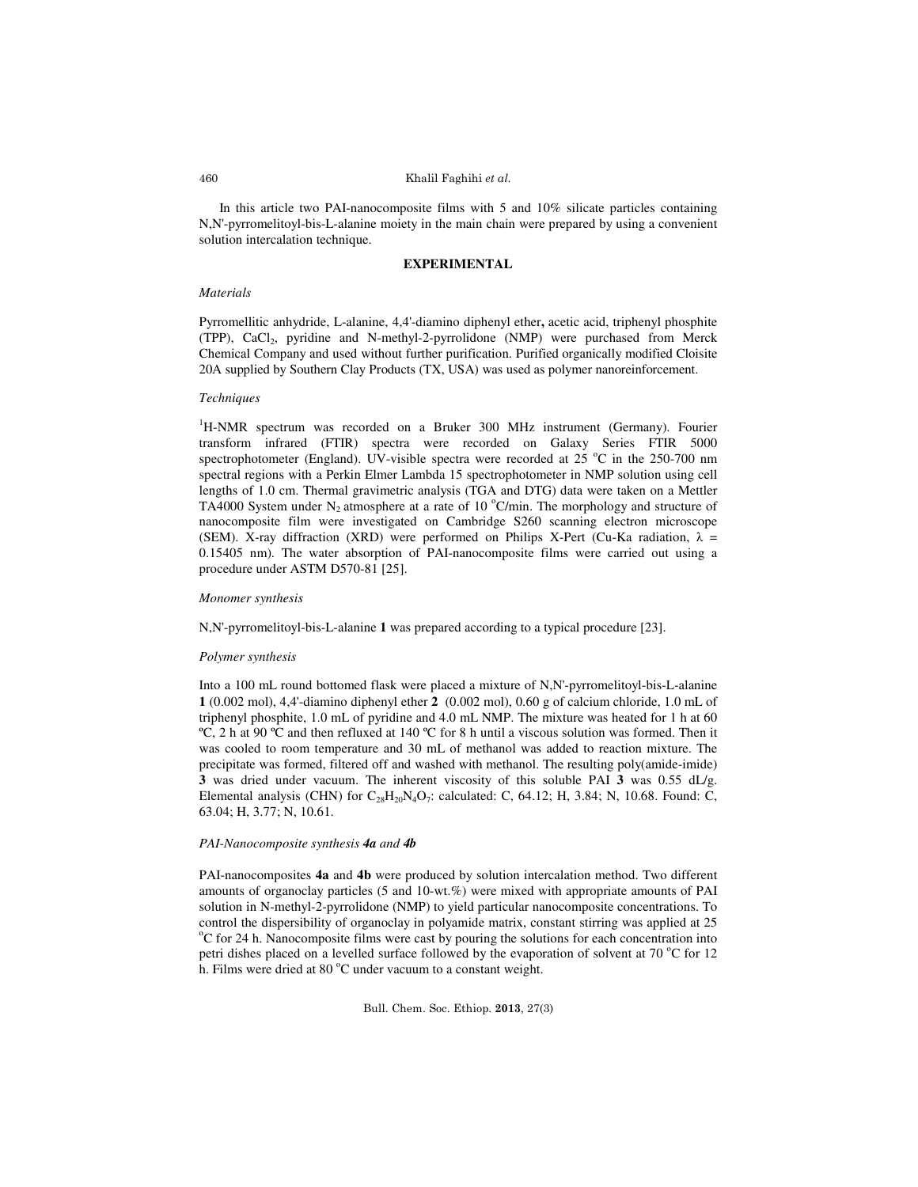In this article two PAI-nanocomposite films with 5 and 10% silicate particles containing N,N'-pyrromelitoyl-bis-L-alanine moiety in the main chain were prepared by using a convenient solution intercalation technique.

## EXPERIMENTAL

### *Materials*

Pyrromellitic anhydride, L-alanine, 4,4'-diamino diphenyl ether**,** acetic acid, triphenyl phosphite (TPP), $CaCl_2$, pyridine and N-methyl-2-pyrrolidone (NMP) were purchased from Merck Chemical Company and used without further purification. Purified organically modified Cloisite 20A supplied by Southern Clay Products (TX, USA) was used as polymer nanoreinforcement.

### *Techniques*

$^1$H-NMR spectrum was recorded on a Bruker 300 MHz instrument (Germany). Fourier transform infrared (FTIR) spectra were recorded on Galaxy Series FTIR 5000 spectrophotometer (England). UV-visible spectra were recorded at 25 °C in the 250-700 nm spectral regions with a Perkin Elmer Lambda 15 spectrophotometer in NMP solution using cell lengths of 1.0 cm. Thermal gravimetric analysis (TGA and DTG) data were taken on a Mettler TA4000 System under $N_2$ atmosphere at a rate of 10 °C/min. The morphology and structure of nanocomposite film were investigated on Cambridge S260 scanning electron microscope (SEM). X-ray diffraction (XRD) were performed on Philips X-Pert (Cu-Ka radiation, $\lambda$ = 0.15405 nm). The water absorption of PAI-nanocomposite films were carried out using a procedure under ASTM D570-81 [25].

### *Monomer synthesis*

N,N'-pyrromelitoyl-bis-L-alanine **1** was prepared according to a typical procedure [23].

### *Polymer synthesis*

Into a 100 mL round bottomed flask were placed a mixture of N,N'-pyrromelitoyl-bis-L-alanine **1** (0.002 mol), 4,4'-diamino diphenyl ether **2** (0.002 mol), 0.60 g of calcium chloride, 1.0 mL of triphenyl phosphite, 1.0 mL of pyridine and 4.0 mL NMP. The mixture was heated for 1 h at 60 ºC, 2 h at 90 ºC and then refluxed at 140 ºC for 8 h until a viscous solution was formed. Then it was cooled to room temperature and 30 mL of methanol was added to reaction mixture. The precipitate was formed, filtered off and washed with methanol. The resulting poly(amide-imide) **3** was dried under vacuum. The inherent viscosity of this soluble PAI **3** was 0.55 dL/g. Elemental analysis (CHN) for $C_{28}H_{20}N_4O_7$: calculated: C, 64.12; H, 3.84; N, 10.68. Found: C, 63.04; H, 3.77; N, 10.61.

### *PAI-Nanocomposite synthesis **4a** and **4b***

PAI-nanocomposites **4a** and **4b** were produced by solution intercalation method. Two different amounts of organoclay particles (5 and 10-wt.%) were mixed with appropriate amounts of PAI solution in N-methyl-2-pyrrolidone (NMP) to yield particular nanocomposite concentrations. To control the dispersibility of organoclay in polyamide matrix, constant stirring was applied at 25 °C for 24 h. Nanocomposite films were cast by pouring the solutions for each concentration into petri dishes placed on a levelled surface followed by the evaporation of solvent at 70 °C for 12 h. Films were dried at 80 °C under vacuum to a constant weight.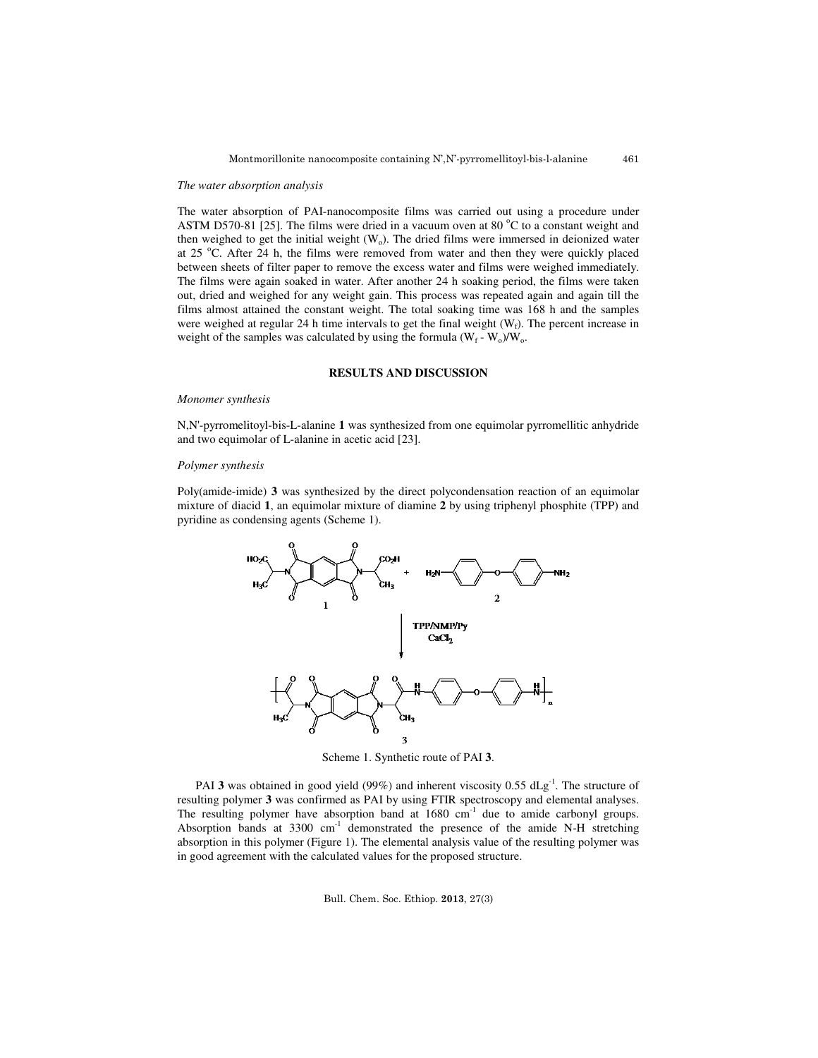*The water absorption analysis*

The water absorption of PAI-nanocomposite films was carried out using a procedure under ASTM D570-81 [25]. The films were dried in a vacuum oven at 80 °C to a constant weight and then weighed to get the initial weight ($W_o$). The dried films were immersed in deionized water at 25 °C. After 24 h, the films were removed from water and then they were quickly placed between sheets of filter paper to remove the excess water and films were weighed immediately. The films were again soaked in water. After another 24 h soaking period, the films were taken out, dried and weighed for any weight gain. This process was repeated again and again till the films almost attained the constant weight. The total soaking time was 168 h and the samples were weighed at regular 24 h time intervals to get the final weight ($W_f$). The percent increase in weight of the samples was calculated by using the formula $(W_f - W_o)/W_o$.

## RESULTS AND DISCUSSION

*Monomer synthesis*

N,N'-pyrromelitoyl-bis-L-alanine **1** was synthesized from one equimolar pyrromellitic anhydride and two equimolar of L-alanine in acetic acid [23].

*Polymer synthesis*

Poly(amide-imide) **3** was synthesized by the direct polycondensation reaction of an equimolar mixture of diacid **1**, an equimolar mixture of diamine **2** by using triphenyl phosphite (TPP) and pyridine as condensing agents (Scheme 1).

Scheme 1. Synthetic route of PAI **3**.

PAI **3** was obtained in good yield (99%) and inherent viscosity 0.55 $dLg^{-1}$. The structure of resulting polymer **3** was confirmed as PAI by using FTIR spectroscopy and elemental analyses. The resulting polymer have absorption band at 1680 $cm^{-1}$ due to amide carbonyl groups. Absorption bands at 3300 $cm^{-1}$ demonstrated the presence of the amide N-H stretching absorption in this polymer (Figure 1). The elemental analysis value of the resulting polymer was in good agreement with the calculated values for the proposed structure.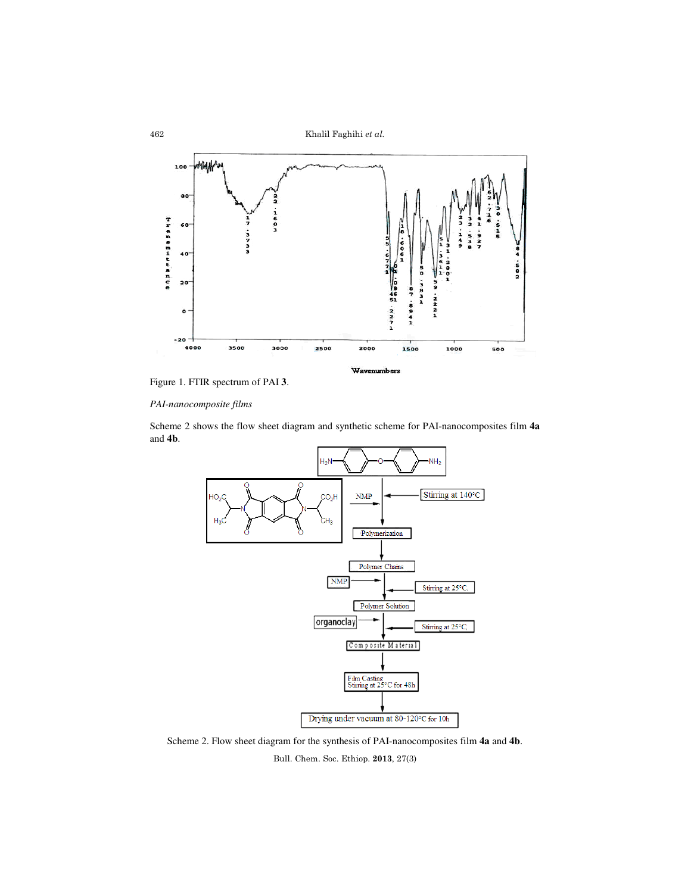Figure 1. FTIR spectrum of PAI **3**.

*PAI-nanocomposite films*

Scheme 2 shows the flow sheet diagram and synthetic scheme for PAI-nanocomposites film **4a** and **4b**.

Scheme 2. Flow sheet diagram for the synthesis of PAI-nanocomposites film **4a** and **4b**.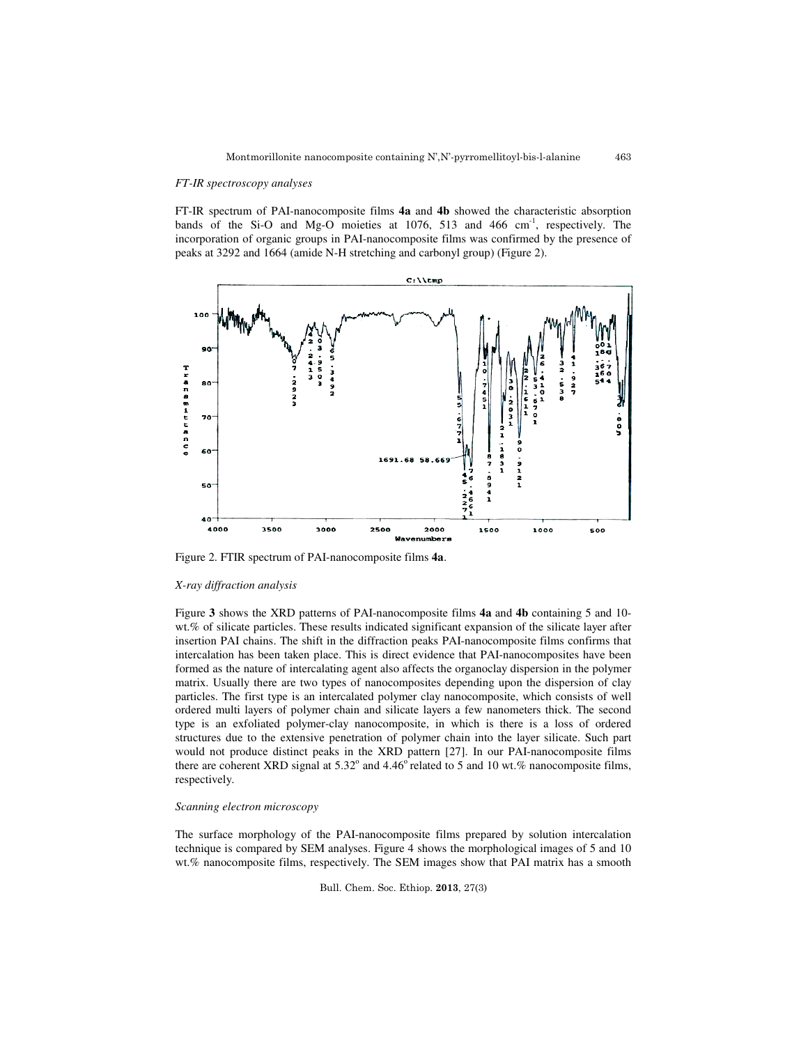*FT-IR spectroscopy analyses*

FT-IR spectrum of PAI-nanocomposite films **4a** and **4b** showed the characteristic absorption bands of the Si-O and Mg-O moieties at 1076, 513 and 466 $cm^{-1}$, respectively. The incorporation of organic groups in PAI-nanocomposite films was confirmed by the presence of peaks at 3292 and 1664 (amide N-H stretching and carbonyl group) (Figure 2).

Figure 2. FTIR spectrum of PAI-nanocomposite films **4a**.

*X-ray diffraction analysis*

Figure **3** shows the XRD patterns of PAI-nanocomposite films **4a** and **4b** containing 5 and 10-wt.% of silicate particles. These results indicated significant expansion of the silicate layer after insertion PAI chains. The shift in the diffraction peaks PAI-nanocomposite films confirms that intercalation has been taken place. This is direct evidence that PAI-nanocomposites have been formed as the nature of intercalating agent also affects the organoclay dispersion in the polymer matrix. Usually there are two types of nanocomposites depending upon the dispersion of clay particles. The first type is an intercalated polymer clay nanocomposite, which consists of well ordered multi layers of polymer chain and silicate layers a few nanometers thick. The second type is an exfoliated polymer-clay nanocomposite, in which is there is a loss of ordered structures due to the extensive penetration of polymer chain into the layer silicate. Such part would not produce distinct peaks in the XRD pattern [27]. In our PAI-nanocomposite films there are coherent XRD signal at 5.32° and 4.46° related to 5 and 10 wt.% nanocomposite films, respectively.

*Scanning electron microscopy*

The surface morphology of the PAI-nanocomposite films prepared by solution intercalation technique is compared by SEM analyses. Figure 4 shows the morphological images of 5 and 10 wt.% nanocomposite films, respectively. The SEM images show that PAI matrix has a smooth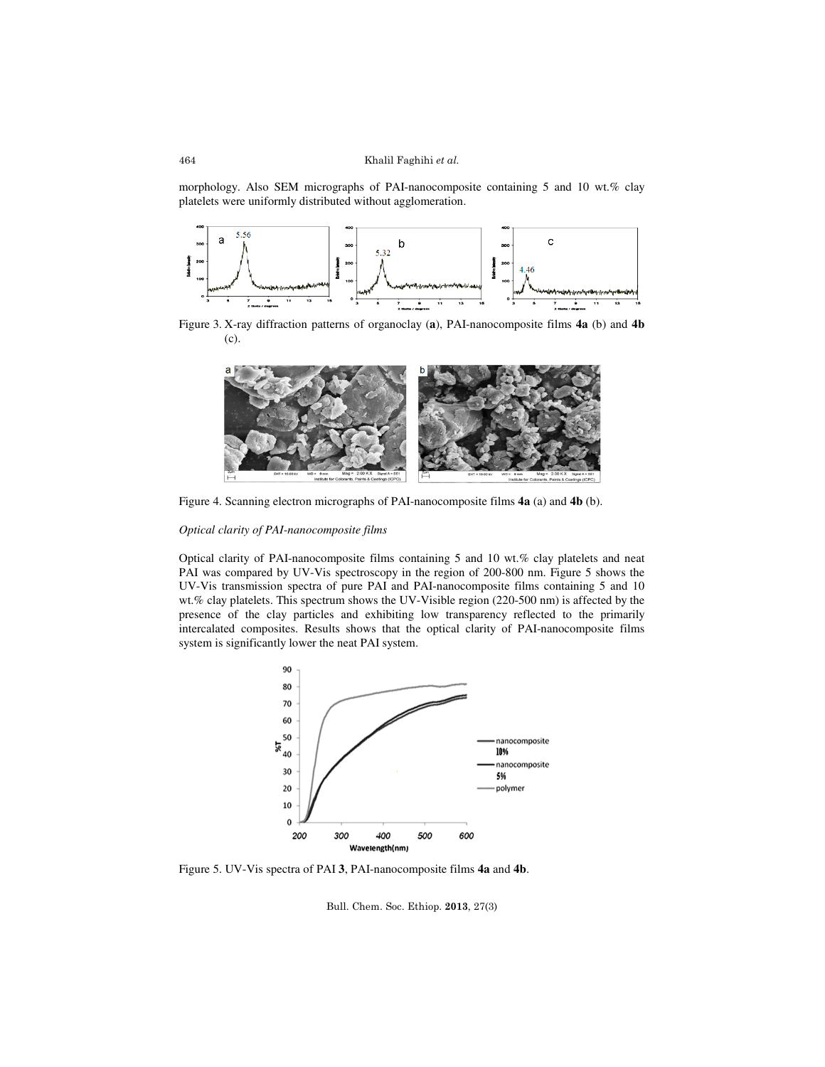morphology. Also SEM micrographs of PAI-nanocomposite containing 5 and 10 wt.% clay platelets were uniformly distributed without agglomeration.

Figure 3. X-ray diffraction patterns of organoclay (**a**), PAI-nanocomposite films **4a** (b) and **4b** (c).

Figure 4. Scanning electron micrographs of PAI-nanocomposite films **4a** (a) and **4b** (b).

*Optical clarity of PAI-nanocomposite films*

Optical clarity of PAI-nanocomposite films containing 5 and 10 wt.% clay platelets and neat PAI was compared by UV-Vis spectroscopy in the region of 200-800 nm. Figure 5 shows the UV-Vis transmission spectra of pure PAI and PAI-nanocomposite films containing 5 and 10 wt.% clay platelets. This spectrum shows the UV-Visible region (220-500 nm) is affected by the presence of the clay particles and exhibiting low transparency reflected to the primarily intercalated composites. Results shows that the optical clarity of PAI-nanocomposite films system is significantly lower the neat PAI system.

Figure 5. UV-Vis spectra of PAI **3**, PAI-nanocomposite films **4a** and **4b**.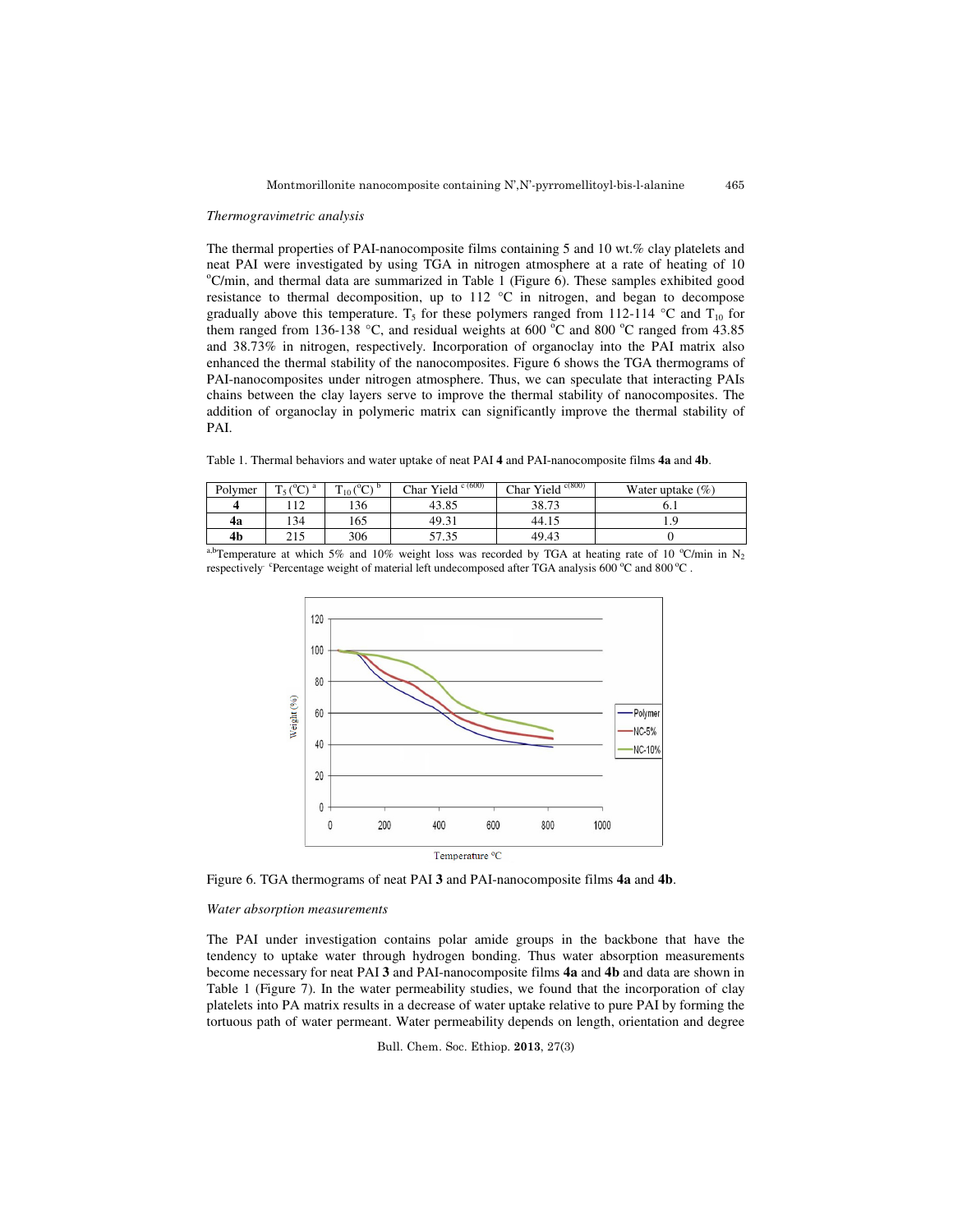*Thermogravimetric analysis*

The thermal properties of PAI-nanocomposite films containing 5 and 10 wt.% clay platelets and neat PAI were investigated by using TGA in nitrogen atmosphere at a rate of heating of 10 °C/min, and thermal data are summarized in Table 1 (Figure 6). These samples exhibited good resistance to thermal decomposition, up to 112 °C in nitrogen, and began to decompose gradually above this temperature. $T_5$ for these polymers ranged from 112-114 °C and $T_{10}$ for them ranged from 136-138 °C, and residual weights at 600 °C and 800 °C ranged from 43.85 and 38.73% in nitrogen, respectively. Incorporation of organoclay into the PAI matrix also enhanced the thermal stability of the nanocomposites. Figure 6 shows the TGA thermograms of PAI-nanocomposites under nitrogen atmosphere. Thus, we can speculate that interacting PAIs chains between the clay layers serve to improve the thermal stability of nanocomposites. The addition of organoclay in polymeric matrix can significantly improve the thermal stability of PAI.

Table 1. Thermal behaviors and water uptake of neat PAI **4** and PAI-nanocomposite films **4a** and **4b**.

| Polymer | $T_5$ (°C) [a] | $T_{10}$ (°C) [b] | Char Yield [c (600)] | Char Yield [c(800)] | Water uptake (%) |
|---|---|---|---|---|---|
| **4** | 112 | 136 | 43.85 | 38.73 | 6.1 |
| **4a** | 134 | 165 | 49.31 | 44.15 | 1.9 |
| **4b** | 215 | 306 | 57.35 | 49.43 | 0 |

[a,b]Temperature at which 5% and 10% weight loss was recorded by TGA at heating rate of 10 °C/min in $N_2$ respectively. [c]Percentage weight of material left undecomposed after TGA analysis 600 °C and 800 °C .

Figure 6. TGA thermograms of neat PAI **3** and PAI-nanocomposite films **4a** and **4b**.

*Water absorption measurements*

The PAI under investigation contains polar amide groups in the backbone that have the tendency to uptake water through hydrogen bonding. Thus water absorption measurements become necessary for neat PAI **3** and PAI-nanocomposite films **4a** and **4b** and data are shown in Table 1 (Figure 7). In the water permeability studies, we found that the incorporation of clay platelets into PA matrix results in a decrease of water uptake relative to pure PAI by forming the tortuous path of water permeant. Water permeability depends on length, orientation and degree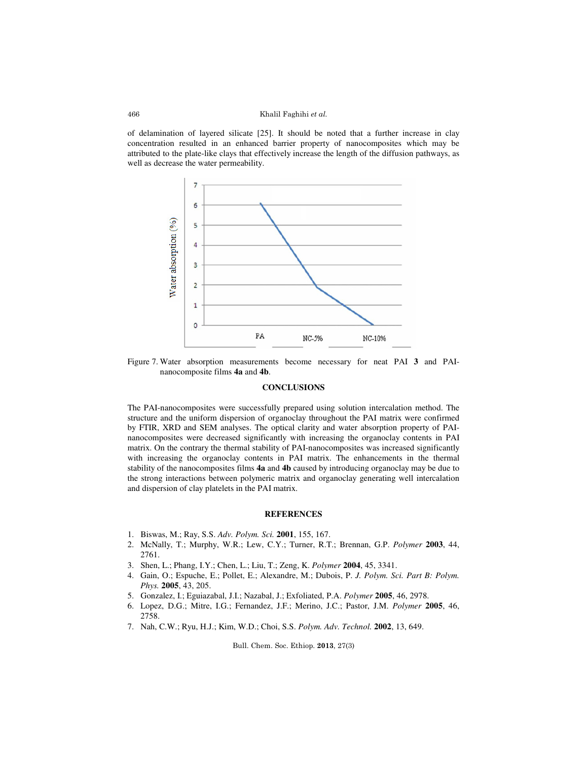of delamination of layered silicate [25]. It should be noted that a further increase in clay concentration resulted in an enhanced barrier property of nanocomposites which may be attributed to the plate-like clays that effectively increase the length of the diffusion pathways, as well as decrease the water permeability.

Figure 7. Water absorption measurements become necessary for neat PAI **3** and PAI-nanocomposite films **4a** and **4b**.

## CONCLUSIONS

The PAI-nanocomposites were successfully prepared using solution intercalation method. The structure and the uniform dispersion of organoclay throughout the PAI matrix were confirmed by FTIR, XRD and SEM analyses. The optical clarity and water absorption property of PAI-nanocomposites were decreased significantly with increasing the organoclay contents in PAI matrix. On the contrary the thermal stability of PAI-nanocomposites was increased significantly with increasing the organoclay contents in PAI matrix. The enhancements in the thermal stability of the nanocomposites films **4a** and **4b** caused by introducing organoclay may be due to the strong interactions between polymeric matrix and organoclay generating well intercalation and dispersion of clay platelets in the PAI matrix.

## REFERENCES

1. Biswas, M.; Ray, S.S. *Adv. Polym. Sci.* **2001**, 155, 167.
2. McNally, T.; Murphy, W.R.; Lew, C.Y.; Turner, R.T.; Brennan, G.P. *Polymer* **2003**, 44, 2761.
3. Shen, L.; Phang, I.Y.; Chen, L.; Liu, T.; Zeng, K. *Polymer* **2004**, 45, 3341.
4. Gain, O.; Espuche, E.; Pollet, E.; Alexandre, M.; Dubois, P. *J. Polym. Sci. Part B: Polym. Phys.* **2005**, 43, 205.
5. Gonzalez, I.; Eguiazabal, J.I.; Nazabal, J.; Exfoliated, P.A. *Polymer* **2005**, 46, 2978.
6. Lopez, D.G.; Mitre, I.G.; Fernandez, J.F.; Merino, J.C.; Pastor, J.M. *Polymer* **2005**, 46, 2758.
7. Nah, C.W.; Ryu, H.J.; Kim, W.D.; Choi, S.S. *Polym. Adv. Technol.* **2002**, 13, 649.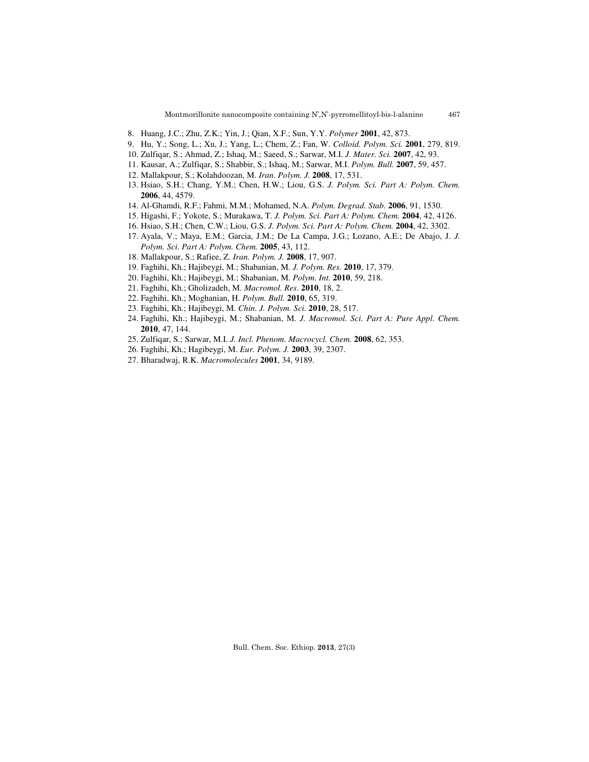8. Huang, J.C.; Zhu, Z.K.; Yin, J.; Qian, X.F.; Sun, Y.Y. *Polymer* **2001**, 42, 873.
9. Hu, Y.; Song, L.; Xu, J.; Yang, L.; Chem, Z.; Fan, W. *Colloid. Polym. Sci.* **2001**, 279, 819.
10. Zulfiqar, S.; Ahmad, Z.; Ishaq, M.; Saeed, S.; Sarwar, M.I. *J. Mater. Sci.* **2007**, 42, 93.
11. Kausar, A.; Zulfiqar, S.; Shabbir, S.; Ishaq, M.; Sarwar, M.I. *Polym. Bull.* **2007**, 59, 457.
12. Mallakpour, S.; Kolahdoozan, M. *Iran. Polym. J.* **2008**, 17, 531.
13. Hsiao, S.H.; Chang, Y.M.; Chen, H.W.; Liou, G.S. *J. Polym. Sci. Part A: Polym. Chem.* **2006**, 44, 4579.
14. Al-Ghamdi, R.F.; Fahmi, M.M.; Mohamed, N.A. *Polym. Degrad. Stab.* **2006**, 91, 1530.
15. Higashi, F.; Yokote, S.; Murakawa, T. *J. Polym. Sci. Part A: Polym. Chem.* **2004**, 42, 4126.
16. Hsiao, S.H.; Chen, C.W.; Liou, G.S. *J. Polym. Sci. Part A: Polym. Chem.* **2004**, 42, 3302.
17. Ayala, V.; Maya, E.M.; Garcia, J.M.; De La Campa, J.G.; Lozano, A.E.; De Abajo, J. *J. Polym. Sci. Part A: Polym. Chem.* **2005**, 43, 112.
18. Mallakpour, S.; Rafiee, Z. *Iran. Polym. J.* **2008**, 17, 907.
19. Faghihi, Kh.; Hajibeygi, M.; Shabanian, M. *J. Polym. Res.* **2010**, 17, 379.
20. Faghihi, Kh.; Hajibeygi, M.; Shabanian, M. *Polym. Int.* **2010**, 59, 218.
21. Faghihi, Kh.; Gholizadeh, M. *Macromol. Res.* **2010**, 18, 2.
22. Faghihi, Kh.; Moghanian, H. *Polym. Bull.* **2010**, 65, 319.
23. Faghihi, Kh.; Hajibeygi, M. *Chin. J. Polym. Sci.* **2010**, 28, 517.
24. Faghihi, Kh.; Hajibeygi, M.; Shabanian, M. *J. Macromol. Sci. Part A: Pure Appl. Chem.* **2010**, 47, 144.
25. Zulfiqar, S.; Sarwar, M.I. *J. Incl. Phenom. Macrocycl. Chem.* **2008**, 62, 353.
26. Faghihi, Kh.; Hagibeygi, M. *Eur. Polym. J.* **2003**, 39, 2307.
27. Bharadwaj, R.K. *Macromolecules* **2001**, 34, 9189.